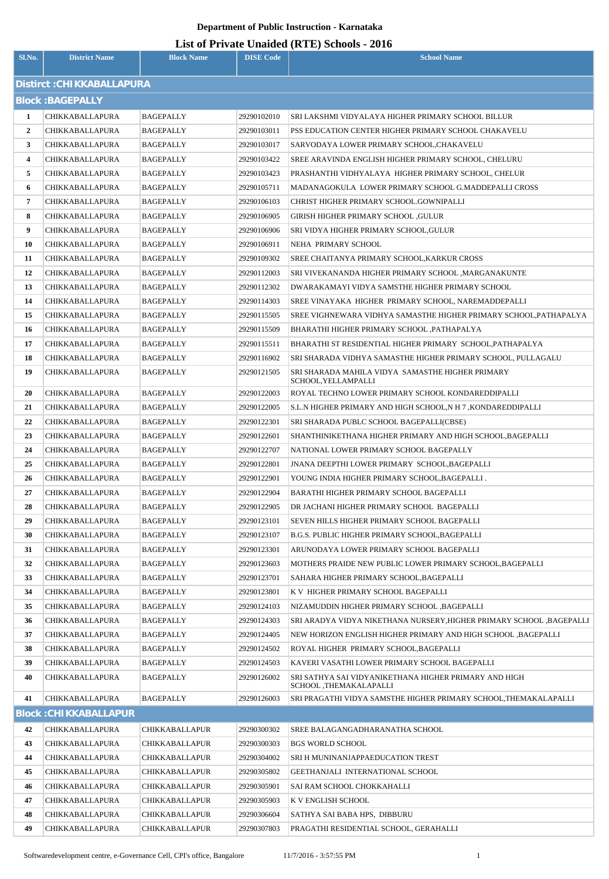**Department of Public Instruction - Karnataka**

# List of Private Unaided (RTE) Schools - 2016

| Sl.No. | District Name | Block Name | DISE Code | School Name |
|---|---|---|---|---|
| **Distirct :CHIKKABALLAPURA** | | | | |
| **Block :BAGEPALLY** | | | | |
| 1 | CHIKKABALLAPURA | BAGEPALLY | 29290102010 | SRI LAKSHMI VIDYALAYA HIGHER PRIMARY SCHOOL BILLUR |
| 2 | CHIKKABALLAPURA | BAGEPALLY | 29290103011 | PSS EDUCATION CENTER HIGHER PRIMARY SCHOOL CHAKAVELU |
| 3 | CHIKKABALLAPURA | BAGEPALLY | 29290103017 | SARVODAYA LOWER PRIMARY SCHOOL,CHAKAVELU |
| 4 | CHIKKABALLAPURA | BAGEPALLY | 29290103422 | SREE ARAVINDA ENGLISH HIGHER PRIMARY SCHOOL, CHELURU |
| 5 | CHIKKABALLAPURA | BAGEPALLY | 29290103423 | PRASHANTHI VIDHYALAYA HIGHER PRIMARY SCHOOL, CHELUR |
| 6 | CHIKKABALLAPURA | BAGEPALLY | 29290105711 | MADANAGOKULA LOWER PRIMARY SCHOOL G.MADDEPALLI CROSS |
| 7 | CHIKKABALLAPURA | BAGEPALLY | 29290106103 | CHRIST HIGHER PRIMARY SCHOOL.GOWNIPALLI |
| 8 | CHIKKABALLAPURA | BAGEPALLY | 29290106905 | GIRISH HIGHER PRIMARY SCHOOL ,GULUR |
| 9 | CHIKKABALLAPURA | BAGEPALLY | 29290106906 | SRI VIDYA HIGHER PRIMARY SCHOOL,GULUR |
| 10 | CHIKKABALLAPURA | BAGEPALLY | 29290106911 | NEHA PRIMARY SCHOOL |
| 11 | CHIKKABALLAPURA | BAGEPALLY | 29290109302 | SREE CHAITANYA PRIMARY SCHOOL,KARKUR CROSS |
| 12 | CHIKKABALLAPURA | BAGEPALLY | 29290112003 | SRI VIVEKANANDA HIGHER PRIMARY SCHOOL ,MARGANAKUNTE |
| 13 | CHIKKABALLAPURA | BAGEPALLY | 29290112302 | DWARAKAMAYI VIDYA SAMSTHE HIGHER PRIMARY SCHOOL |
| 14 | CHIKKABALLAPURA | BAGEPALLY | 29290114303 | SREE VINAYAKA HIGHER PRIMARY SCHOOL, NAREMADDEPALLI |
| 15 | CHIKKABALLAPURA | BAGEPALLY | 29290115505 | SREE VIGHNEWARA VIDHYA SAMASTHE HIGHER PRIMARY SCHOOL,PATHAPALYA |
| 16 | CHIKKABALLAPURA | BAGEPALLY | 29290115509 | BHARATHI HIGHER PRIMARY SCHOOL ,PATHAPALYA |
| 17 | CHIKKABALLAPURA | BAGEPALLY | 29290115511 | BHARATHI ST RESIDENTIAL HIGHER PRIMARY SCHOOL,PATHAPALYA |
| 18 | CHIKKABALLAPURA | BAGEPALLY | 29290116902 | SRI SHARADA VIDHYA SAMASTHE HIGHER PRIMARY SCHOOL, PULLAGALU |
| 19 | CHIKKABALLAPURA | BAGEPALLY | 29290121505 | SRI SHARADA MAHILA VIDYA SAMASTHE HIGHER PRIMARY SCHOOL,YELLAMPALLI |
| 20 | CHIKKABALLAPURA | BAGEPALLY | 29290122003 | ROYAL TECHNO LOWER PRIMARY SCHOOL KONDAREDDIPALLI |
| 21 | CHIKKABALLAPURA | BAGEPALLY | 29290122005 | S.L.N HIGHER PRIMARY AND HIGH SCHOOL,N H 7 ,KONDAREDDIPALLI |
| 22 | CHIKKABALLAPURA | BAGEPALLY | 29290122301 | SRI SHARADA PUBLC SCHOOL BAGEPALLI(CBSE) |
| 23 | CHIKKABALLAPURA | BAGEPALLY | 29290122601 | SHANTHINIKETHANA HIGHER PRIMARY AND HIGH SCHOOL,BAGEPALLI |
| 24 | CHIKKABALLAPURA | BAGEPALLY | 29290122707 | NATIONAL LOWER PRIMARY SCHOOL BAGEPALLY |
| 25 | CHIKKABALLAPURA | BAGEPALLY | 29290122801 | JNANA DEEPTHI LOWER PRIMARY SCHOOL,BAGEPALLI |
| 26 | CHIKKABALLAPURA | BAGEPALLY | 29290122901 | YOUNG INDIA HIGHER PRIMARY SCHOOL,BAGEPALLI . |
| 27 | CHIKKABALLAPURA | BAGEPALLY | 29290122904 | BARATHI HIGHER PRIMARY SCHOOL BAGEPALLI |
| 28 | CHIKKABALLAPURA | BAGEPALLY | 29290122905 | DR JACHANI HIGHER PRIMARY SCHOOL BAGEPALLI |
| 29 | CHIKKABALLAPURA | BAGEPALLY | 29290123101 | SEVEN HILLS HIGHER PRIMARY SCHOOL BAGEPALLI |
| 30 | CHIKKABALLAPURA | BAGEPALLY | 29290123107 | B.G.S. PUBLIC HIGHER PRIMARY SCHOOL,BAGEPALLI |
| 31 | CHIKKABALLAPURA | BAGEPALLY | 29290123301 | ARUNODAYA LOWER PRIMARY SCHOOL BAGEPALLI |
| 32 | CHIKKABALLAPURA | BAGEPALLY | 29290123603 | MOTHERS PRAIDE NEW PUBLIC LOWER PRIMARY SCHOOL,BAGEPALLI |
| 33 | CHIKKABALLAPURA | BAGEPALLY | 29290123701 | SAHARA HIGHER PRIMARY SCHOOL,BAGEPALLI |
| 34 | CHIKKABALLAPURA | BAGEPALLY | 29290123801 | K V HIGHER PRIMARY SCHOOL BAGEPALLI |
| 35 | CHIKKABALLAPURA | BAGEPALLY | 29290124103 | NIZAMUDDIN HIGHER PRIMARY SCHOOL ,BAGEPALLI |
| 36 | CHIKKABALLAPURA | BAGEPALLY | 29290124303 | SRI ARADYA VIDYA NIKETHANA NURSERY,HIGHER PRIMARY SCHOOL ,BAGEPALLI |
| 37 | CHIKKABALLAPURA | BAGEPALLY | 29290124405 | NEW HORIZON ENGLISH HIGHER PRIMARY AND HIGH SCHOOL ,BAGEPALLI |
| 38 | CHIKKABALLAPURA | BAGEPALLY | 29290124502 | ROYAL HIGHER PRIMARY SCHOOL,BAGEPALLI |
| 39 | CHIKKABALLAPURA | BAGEPALLY | 29290124503 | KAVERI VASATHI LOWER PRIMARY SCHOOL BAGEPALLI |
| 40 | CHIKKABALLAPURA | BAGEPALLY | 29290126002 | SRI SATHYA SAI VIDYANIKETHANA HIGHER PRIMARY AND HIGH SCHOOL ,THEMAKALAPALLI |
| 41 | CHIKKABALLAPURA | BAGEPALLY | 29290126003 | SRI PRAGATHI VIDYA SAMSTHE HIGHER PRIMARY SCHOOL,THEMAKALAPALLI |
| **Block :CHIKKABALLAPUR** | | | | |
| 42 | CHIKKABALLAPURA | CHIKKABALLAPUR | 29290300302 | SREE BALAGANGADHARANATHA SCHOOL |
| 43 | CHIKKABALLAPURA | CHIKKABALLAPUR | 29290300303 | BGS WORLD SCHOOL |
| 44 | CHIKKABALLAPURA | CHIKKABALLAPUR | 29290304002 | SRI H MUNINANJAPPAEDUCATION TREST |
| 45 | CHIKKABALLAPURA | CHIKKABALLAPUR | 29290305802 | GEETHANJALI INTERNATIONAL SCHOOL |
| 46 | CHIKKABALLAPURA | CHIKKABALLAPUR | 29290305901 | SAI RAM SCHOOL CHOKKAHALLI |
| 47 | CHIKKABALLAPURA | CHIKKABALLAPUR | 29290305903 | K V ENGLISH SCHOOL |
| 48 | CHIKKABALLAPURA | CHIKKABALLAPUR | 29290306604 | SATHYA SAI BABA HPS, DIBBURU |
| 49 | CHIKKABALLAPURA | CHIKKABALLAPUR | 29290307803 | PRAGATHI RESIDENTIAL SCHOOL, GERAHALLI |

Softwaredevelopment centre, e-Governance Cell, CPI's office, Bangalore 11/7/2016 - 3:57:55 PM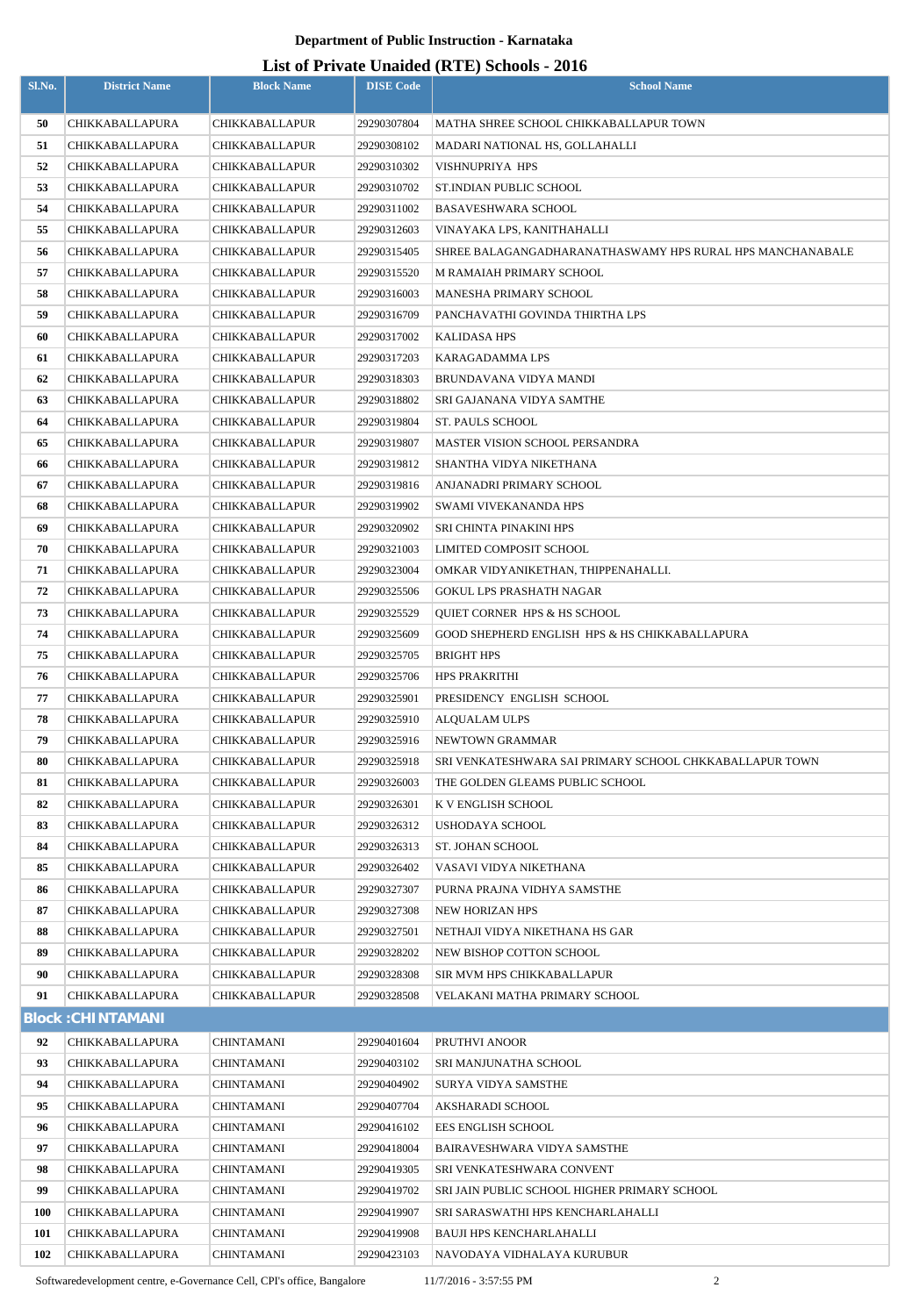# Department of Public Instruction - Karnataka

## List of Private Unaided (RTE) Schools - 2016

| Sl.No. | District Name | Block Name | DISE Code | School Name |
|---|---|---|---|---|
| 50 | CHIKKABALLAPURA | CHIKKABALLAPUR | 29290307804 | MATHA SHREE SCHOOL CHIKKABALLAPUR TOWN |
| 51 | CHIKKABALLAPURA | CHIKKABALLAPUR | 29290308102 | MADARI NATIONAL HS, GOLLAHALLI |
| 52 | CHIKKABALLAPURA | CHIKKABALLAPUR | 29290310302 | VISHNUPRIYA HPS |
| 53 | CHIKKABALLAPURA | CHIKKABALLAPUR | 29290310702 | ST.INDIAN PUBLIC SCHOOL |
| 54 | CHIKKABALLAPURA | CHIKKABALLAPUR | 29290311002 | BASAVESHWARA SCHOOL |
| 55 | CHIKKABALLAPURA | CHIKKABALLAPUR | 29290312603 | VINAYAKA LPS, KANITHAHALLI |
| 56 | CHIKKABALLAPURA | CHIKKABALLAPUR | 29290315405 | SHREE BALAGANGADHARANATHASWAMY HPS RURAL HPS MANCHANABALE |
| 57 | CHIKKABALLAPURA | CHIKKABALLAPUR | 29290315520 | M RAMAIAH PRIMARY SCHOOL |
| 58 | CHIKKABALLAPURA | CHIKKABALLAPUR | 29290316003 | MANESHA PRIMARY SCHOOL |
| 59 | CHIKKABALLAPURA | CHIKKABALLAPUR | 29290316709 | PANCHAVATHI GOVINDA THIRTHA LPS |
| 60 | CHIKKABALLAPURA | CHIKKABALLAPUR | 29290317002 | KALIDASA HPS |
| 61 | CHIKKABALLAPURA | CHIKKABALLAPUR | 29290317203 | KARAGADAMMA LPS |
| 62 | CHIKKABALLAPURA | CHIKKABALLAPUR | 29290318303 | BRUNDAVANA VIDYA MANDI |
| 63 | CHIKKABALLAPURA | CHIKKABALLAPUR | 29290318802 | SRI GAJANANA VIDYA SAMTHE |
| 64 | CHIKKABALLAPURA | CHIKKABALLAPUR | 29290319804 | ST. PAULS SCHOOL |
| 65 | CHIKKABALLAPURA | CHIKKABALLAPUR | 29290319807 | MASTER VISION SCHOOL PERSANDRA |
| 66 | CHIKKABALLAPURA | CHIKKABALLAPUR | 29290319812 | SHANTHA VIDYA NIKETHANA |
| 67 | CHIKKABALLAPURA | CHIKKABALLAPUR | 29290319816 | ANJANADRI PRIMARY SCHOOL |
| 68 | CHIKKABALLAPURA | CHIKKABALLAPUR | 29290319902 | SWAMI VIVEKANANDA HPS |
| 69 | CHIKKABALLAPURA | CHIKKABALLAPUR | 29290320902 | SRI CHINTA PINAKINI HPS |
| 70 | CHIKKABALLAPURA | CHIKKABALLAPUR | 29290321003 | LIMITED COMPOSIT SCHOOL |
| 71 | CHIKKABALLAPURA | CHIKKABALLAPUR | 29290323004 | OMKAR VIDYANIKETHAN, THIPPENAHALLI. |
| 72 | CHIKKABALLAPURA | CHIKKABALLAPUR | 29290325506 | GOKUL LPS PRASHATH NAGAR |
| 73 | CHIKKABALLAPURA | CHIKKABALLAPUR | 29290325529 | QUIET CORNER HPS & HS SCHOOL |
| 74 | CHIKKABALLAPURA | CHIKKABALLAPUR | 29290325609 | GOOD SHEPHERD ENGLISH HPS & HS CHIKKABALLAPURA |
| 75 | CHIKKABALLAPURA | CHIKKABALLAPUR | 29290325705 | BRIGHT HPS |
| 76 | CHIKKABALLAPURA | CHIKKABALLAPUR | 29290325706 | HPS PRAKRITHI |
| 77 | CHIKKABALLAPURA | CHIKKABALLAPUR | 29290325901 | PRESIDENCY ENGLISH SCHOOL |
| 78 | CHIKKABALLAPURA | CHIKKABALLAPUR | 29290325910 | ALQUALAM ULPS |
| 79 | CHIKKABALLAPURA | CHIKKABALLAPUR | 29290325916 | NEWTOWN GRAMMAR |
| 80 | CHIKKABALLAPURA | CHIKKABALLAPUR | 29290325918 | SRI VENKATESHWARA SAI PRIMARY SCHOOL CHKKABALLAPUR TOWN |
| 81 | CHIKKABALLAPURA | CHIKKABALLAPUR | 29290326003 | THE GOLDEN GLEAMS PUBLIC SCHOOL |
| 82 | CHIKKABALLAPURA | CHIKKABALLAPUR | 29290326301 | K V ENGLISH SCHOOL |
| 83 | CHIKKABALLAPURA | CHIKKABALLAPUR | 29290326312 | USHODAYA SCHOOL |
| 84 | CHIKKABALLAPURA | CHIKKABALLAPUR | 29290326313 | ST. JOHAN SCHOOL |
| 85 | CHIKKABALLAPURA | CHIKKABALLAPUR | 29290326402 | VASAVI VIDYA NIKETHANA |
| 86 | CHIKKABALLAPURA | CHIKKABALLAPUR | 29290327307 | PURNA PRAJNA VIDHYA SAMSTHE |
| 87 | CHIKKABALLAPURA | CHIKKABALLAPUR | 29290327308 | NEW HORIZAN HPS |
| 88 | CHIKKABALLAPURA | CHIKKABALLAPUR | 29290327501 | NETHAJI VIDYA NIKETHANA HS GAR |
| 89 | CHIKKABALLAPURA | CHIKKABALLAPUR | 29290328202 | NEW BISHOP COTTON SCHOOL |
| 90 | CHIKKABALLAPURA | CHIKKABALLAPUR | 29290328308 | SIR MVM HPS CHIKKABALLAPUR |
| 91 | CHIKKABALLAPURA | CHIKKABALLAPUR | 29290328508 | VELAKANI MATHA PRIMARY SCHOOL |
| **Block :CHINTAMANI** | | | | |
| 92 | CHIKKABALLAPURA | CHINTAMANI | 29290401604 | PRUTHVI ANOOR |
| 93 | CHIKKABALLAPURA | CHINTAMANI | 29290403102 | SRI MANJUNATHA SCHOOL |
| 94 | CHIKKABALLAPURA | CHINTAMANI | 29290404902 | SURYA VIDYA SAMSTHE |
| 95 | CHIKKABALLAPURA | CHINTAMANI | 29290407704 | AKSHARADI SCHOOL |
| 96 | CHIKKABALLAPURA | CHINTAMANI | 29290416102 | EES ENGLISH SCHOOL |
| 97 | CHIKKABALLAPURA | CHINTAMANI | 29290418004 | BAIRAVESHWARA VIDYA SAMSTHE |
| 98 | CHIKKABALLAPURA | CHINTAMANI | 29290419305 | SRI VENKATESHWARA CONVENT |
| 99 | CHIKKABALLAPURA | CHINTAMANI | 29290419702 | SRI JAIN PUBLIC SCHOOL HIGHER PRIMARY SCHOOL |
| 100 | CHIKKABALLAPURA | CHINTAMANI | 29290419907 | SRI SARASWATHI HPS KENCHARLAHALLI |
| 101 | CHIKKABALLAPURA | CHINTAMANI | 29290419908 | BAUJI HPS KENCHARLAHALLI |
| 102 | CHIKKABALLAPURA | CHINTAMANI | 29290423103 | NAVODAYA VIDHALAYA KURUBUR |

Softwaredevelopment centre, e-Governance Cell, CPI's office, Bangalore 11/7/2016 - 3:57:55 PM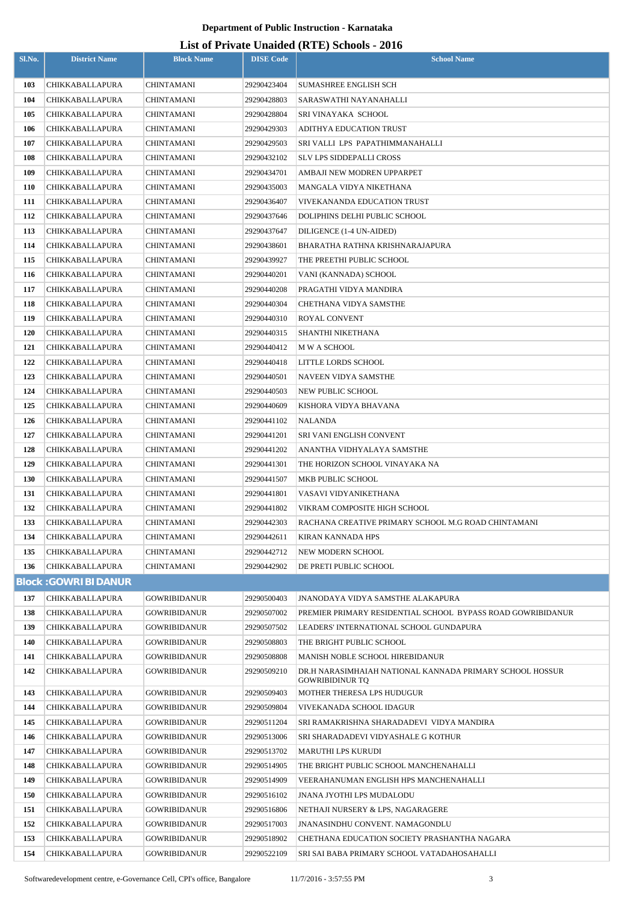# Department of Public Instruction - Karnataka

## List of Private Unaided (RTE) Schools - 2016

| Sl.No. | District Name | Block Name | DISE Code | School Name |
|---|---|---|---|---|
| 103 | CHIKKABALLAPURA | CHINTAMANI | 29290423404 | SUMASHREE ENGLISH SCH |
| 104 | CHIKKABALLAPURA | CHINTAMANI | 29290428803 | SARASWATHI NAYANAHALLI |
| 105 | CHIKKABALLAPURA | CHINTAMANI | 29290428804 | SRI VINAYAKA SCHOOL |
| 106 | CHIKKABALLAPURA | CHINTAMANI | 29290429303 | ADITHYA EDUCATION TRUST |
| 107 | CHIKKABALLAPURA | CHINTAMANI | 29290429503 | SRI VALLI LPS PAPATHIMMANAHALLI |
| 108 | CHIKKABALLAPURA | CHINTAMANI | 29290432102 | SLV LPS SIDDEPALLI CROSS |
| 109 | CHIKKABALLAPURA | CHINTAMANI | 29290434701 | AMBAJI NEW MODREN UPPARPET |
| 110 | CHIKKABALLAPURA | CHINTAMANI | 29290435003 | MANGALA VIDYA NIKETHANA |
| 111 | CHIKKABALLAPURA | CHINTAMANI | 29290436407 | VIVEKANANDA EDUCATION TRUST |
| 112 | CHIKKABALLAPURA | CHINTAMANI | 29290437646 | DOLIPHINS DELHI PUBLIC SCHOOL |
| 113 | CHIKKABALLAPURA | CHINTAMANI | 29290437647 | DILIGENCE (1-4 UN-AIDED) |
| 114 | CHIKKABALLAPURA | CHINTAMANI | 29290438601 | BHARATHA RATHNA KRISHNARAJAPURA |
| 115 | CHIKKABALLAPURA | CHINTAMANI | 29290439927 | THE PREETHI PUBLIC SCHOOL |
| 116 | CHIKKABALLAPURA | CHINTAMANI | 29290440201 | VANI (KANNADA) SCHOOL |
| 117 | CHIKKABALLAPURA | CHINTAMANI | 29290440208 | PRAGATHI VIDYA MANDIRA |
| 118 | CHIKKABALLAPURA | CHINTAMANI | 29290440304 | CHETHANA VIDYA SAMSTHE |
| 119 | CHIKKABALLAPURA | CHINTAMANI | 29290440310 | ROYAL CONVENT |
| 120 | CHIKKABALLAPURA | CHINTAMANI | 29290440315 | SHANTHI NIKETHANA |
| 121 | CHIKKABALLAPURA | CHINTAMANI | 29290440412 | M W A SCHOOL |
| 122 | CHIKKABALLAPURA | CHINTAMANI | 29290440418 | LITTLE LORDS SCHOOL |
| 123 | CHIKKABALLAPURA | CHINTAMANI | 29290440501 | NAVEEN VIDYA SAMSTHE |
| 124 | CHIKKABALLAPURA | CHINTAMANI | 29290440503 | NEW PUBLIC SCHOOL |
| 125 | CHIKKABALLAPURA | CHINTAMANI | 29290440609 | KISHORA VIDYA BHAVANA |
| 126 | CHIKKABALLAPURA | CHINTAMANI | 29290441102 | NALANDA |
| 127 | CHIKKABALLAPURA | CHINTAMANI | 29290441201 | SRI VANI ENGLISH CONVENT |
| 128 | CHIKKABALLAPURA | CHINTAMANI | 29290441202 | ANANTHA VIDHYALAYA SAMSTHE |
| 129 | CHIKKABALLAPURA | CHINTAMANI | 29290441301 | THE HORIZON SCHOOL VINAYAKA NA |
| 130 | CHIKKABALLAPURA | CHINTAMANI | 29290441507 | MKB PUBLIC SCHOOL |
| 131 | CHIKKABALLAPURA | CHINTAMANI | 29290441801 | VASAVI VIDYANIKETHANA |
| 132 | CHIKKABALLAPURA | CHINTAMANI | 29290441802 | VIKRAM COMPOSITE HIGH SCHOOL |
| 133 | CHIKKABALLAPURA | CHINTAMANI | 29290442303 | RACHANA CREATIVE PRIMARY SCHOOL M.G ROAD CHINTAMANI |
| 134 | CHIKKABALLAPURA | CHINTAMANI | 29290442611 | KIRAN KANNADA HPS |
| 135 | CHIKKABALLAPURA | CHINTAMANI | 29290442712 | NEW MODERN SCHOOL |
| 136 | CHIKKABALLAPURA | CHINTAMANI | 29290442902 | DE PRETI PUBLIC SCHOOL |
| **Block :GOWRIBIDANUR** | | | | |
| 137 | CHIKKABALLAPURA | GOWRIBIDANUR | 29290500403 | JNANODAYA VIDYA SAMSTHE ALAKAPURA |
| 138 | CHIKKABALLAPURA | GOWRIBIDANUR | 29290507002 | PREMIER PRIMARY RESIDENTIAL SCHOOL BYPASS ROAD GOWRIBIDANUR |
| 139 | CHIKKABALLAPURA | GOWRIBIDANUR | 29290507502 | LEADERS' INTERNATIONAL SCHOOL GUNDAPURA |
| 140 | CHIKKABALLAPURA | GOWRIBIDANUR | 29290508803 | THE BRIGHT PUBLIC SCHOOL |
| 141 | CHIKKABALLAPURA | GOWRIBIDANUR | 29290508808 | MANISH NOBLE SCHOOL HIREBIDANUR |
| 142 | CHIKKABALLAPURA | GOWRIBIDANUR | 29290509210 | DR.H NARASIMHAIAH NATIONAL KANNADA PRIMARY SCHOOL HOSSUR GOWRIBIDINUR TQ |
| 143 | CHIKKABALLAPURA | GOWRIBIDANUR | 29290509403 | MOTHER THERESA LPS HUDUGUR |
| 144 | CHIKKABALLAPURA | GOWRIBIDANUR | 29290509804 | VIVEKANADA SCHOOL IDAGUR |
| 145 | CHIKKABALLAPURA | GOWRIBIDANUR | 29290511204 | SRI RAMAKRISHNA SHARADADEVI VIDYA MANDIRA |
| 146 | CHIKKABALLAPURA | GOWRIBIDANUR | 29290513006 | SRI SHARADADEVI VIDYASHALE G KOTHUR |
| 147 | CHIKKABALLAPURA | GOWRIBIDANUR | 29290513702 | MARUTHI LPS KURUDI |
| 148 | CHIKKABALLAPURA | GOWRIBIDANUR | 29290514905 | THE BRIGHT PUBLIC SCHOOL MANCHENAHALLI |
| 149 | CHIKKABALLAPURA | GOWRIBIDANUR | 29290514909 | VEERAHANUMAN ENGLISH HPS MANCHENAHALLI |
| 150 | CHIKKABALLAPURA | GOWRIBIDANUR | 29290516102 | JNANA JYOTHI LPS MUDALODU |
| 151 | CHIKKABALLAPURA | GOWRIBIDANUR | 29290516806 | NETHAJI NURSERY & LPS, NAGARAGERE |
| 152 | CHIKKABALLAPURA | GOWRIBIDANUR | 29290517003 | JNANASINDHU CONVENT. NAMAGONDLU |
| 153 | CHIKKABALLAPURA | GOWRIBIDANUR | 29290518902 | CHETHANA EDUCATION SOCIETY PRASHANTHA NAGARA |
| 154 | CHIKKABALLAPURA | GOWRIBIDANUR | 29290522109 | SRI SAI BABA PRIMARY SCHOOL VATADAHOSAHALLI |

Softwaredevelopment centre, e-Governance Cell, CPI's office, Bangalore    11/7/2016 - 3:57:55 PM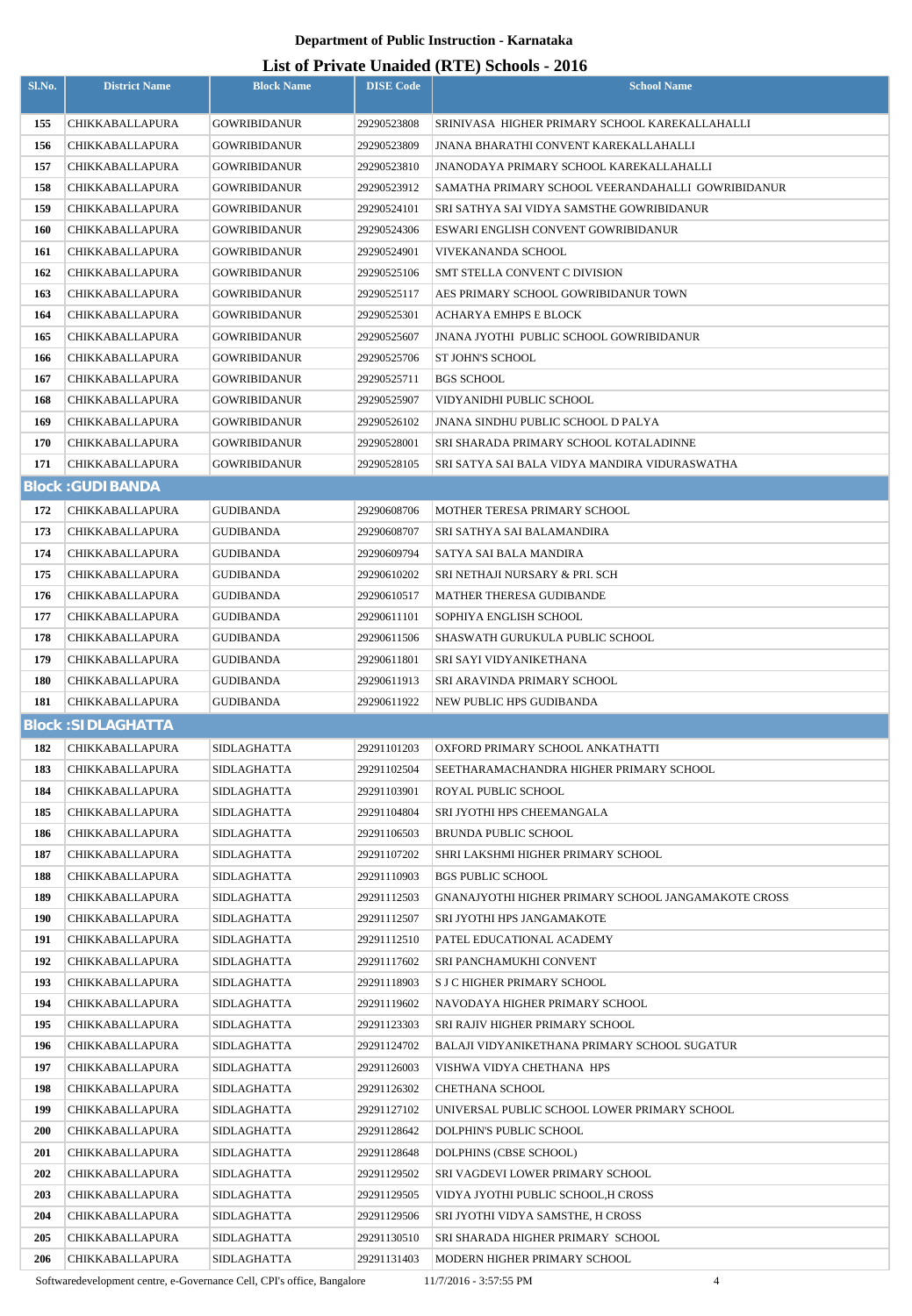**Department of Public Instruction - Karnataka**

## List of Private Unaided (RTE) Schools - 2016

| Sl.No. | District Name | Block Name | DISE Code | School Name |
|---|---|---|---|---|
| 155 | CHIKKABALLAPURA | GOWRIBIDANUR | 29290523808 | SRINIVASA HIGHER PRIMARY SCHOOL KAREKALLAHALLI |
| 156 | CHIKKABALLAPURA | GOWRIBIDANUR | 29290523809 | JNANA BHARATHI CONVENT KAREKALLAHALLI |
| 157 | CHIKKABALLAPURA | GOWRIBIDANUR | 29290523810 | JNANODAYA PRIMARY SCHOOL KAREKALLAHALLI |
| 158 | CHIKKABALLAPURA | GOWRIBIDANUR | 29290523912 | SAMATHA PRIMARY SCHOOL VEERANDAHALLI GOWRIBIDANUR |
| 159 | CHIKKABALLAPURA | GOWRIBIDANUR | 29290524101 | SRI SATHYA SAI VIDYA SAMSTHE GOWRIBIDANUR |
| 160 | CHIKKABALLAPURA | GOWRIBIDANUR | 29290524306 | ESWARI ENGLISH CONVENT GOWRIBIDANUR |
| 161 | CHIKKABALLAPURA | GOWRIBIDANUR | 29290524901 | VIVEKANANDA SCHOOL |
| 162 | CHIKKABALLAPURA | GOWRIBIDANUR | 29290525106 | SMT STELLA CONVENT C DIVISION |
| 163 | CHIKKABALLAPURA | GOWRIBIDANUR | 29290525117 | AES PRIMARY SCHOOL GOWRIBIDANUR TOWN |
| 164 | CHIKKABALLAPURA | GOWRIBIDANUR | 29290525301 | ACHARYA EMHPS E BLOCK |
| 165 | CHIKKABALLAPURA | GOWRIBIDANUR | 29290525607 | JNANA JYOTHI PUBLIC SCHOOL GOWRIBIDANUR |
| 166 | CHIKKABALLAPURA | GOWRIBIDANUR | 29290525706 | ST JOHN'S SCHOOL |
| 167 | CHIKKABALLAPURA | GOWRIBIDANUR | 29290525711 | BGS SCHOOL |
| 168 | CHIKKABALLAPURA | GOWRIBIDANUR | 29290525907 | VIDYANIDHI PUBLIC SCHOOL |
| 169 | CHIKKABALLAPURA | GOWRIBIDANUR | 29290526102 | JNANA SINDHU PUBLIC SCHOOL D PALYA |
| 170 | CHIKKABALLAPURA | GOWRIBIDANUR | 29290528001 | SRI SHARADA PRIMARY SCHOOL KOTALADINNE |
| 171 | CHIKKABALLAPURA | GOWRIBIDANUR | 29290528105 | SRI SATYA SAI BALA VIDYA MANDIRA VIDURASWATHA |
| **Block : GUDIBANDA** | | | | |
| 172 | CHIKKABALLAPURA | GUDIBANDA | 29290608706 | MOTHER TERESA PRIMARY SCHOOL |
| 173 | CHIKKABALLAPURA | GUDIBANDA | 29290608707 | SRI SATHYA SAI BALAMANDIRA |
| 174 | CHIKKABALLAPURA | GUDIBANDA | 29290609794 | SATYA SAI BALA MANDIRA |
| 175 | CHIKKABALLAPURA | GUDIBANDA | 29290610202 | SRI NETHAJI NURSARY & PRI. SCH |
| 176 | CHIKKABALLAPURA | GUDIBANDA | 29290610517 | MATHER THERESA GUDIBANDE |
| 177 | CHIKKABALLAPURA | GUDIBANDA | 29290611101 | SOPHIYA ENGLISH SCHOOL |
| 178 | CHIKKABALLAPURA | GUDIBANDA | 29290611506 | SHASWATH GURUKULA PUBLIC SCHOOL |
| 179 | CHIKKABALLAPURA | GUDIBANDA | 29290611801 | SRI SAYI VIDYANIKETHANA |
| 180 | CHIKKABALLAPURA | GUDIBANDA | 29290611913 | SRI ARAVINDA PRIMARY SCHOOL |
| 181 | CHIKKABALLAPURA | GUDIBANDA | 29290611922 | NEW PUBLIC HPS GUDIBANDA |
| **Block : SIDLAGHATTA** | | | | |
| 182 | CHIKKABALLAPURA | SIDLAGHATTA | 29291101203 | OXFORD PRIMARY SCHOOL ANKATHATTI |
| 183 | CHIKKABALLAPURA | SIDLAGHATTA | 29291102504 | SEETHARAMACHANDRA HIGHER PRIMARY SCHOOL |
| 184 | CHIKKABALLAPURA | SIDLAGHATTA | 29291103901 | ROYAL PUBLIC SCHOOL |
| 185 | CHIKKABALLAPURA | SIDLAGHATTA | 29291104804 | SRI JYOTHI HPS CHEEMANGALA |
| 186 | CHIKKABALLAPURA | SIDLAGHATTA | 29291106503 | BRUNDA PUBLIC SCHOOL |
| 187 | CHIKKABALLAPURA | SIDLAGHATTA | 29291107202 | SHRI LAKSHMI HIGHER PRIMARY SCHOOL |
| 188 | CHIKKABALLAPURA | SIDLAGHATTA | 29291110903 | BGS PUBLIC SCHOOL |
| 189 | CHIKKABALLAPURA | SIDLAGHATTA | 29291112503 | GNANAJYOTHI HIGHER PRIMARY SCHOOL JANGAMAKOTE CROSS |
| 190 | CHIKKABALLAPURA | SIDLAGHATTA | 29291112507 | SRI JYOTHI HPS JANGAMAKOTE |
| 191 | CHIKKABALLAPURA | SIDLAGHATTA | 29291112510 | PATEL EDUCATIONAL ACADEMY |
| 192 | CHIKKABALLAPURA | SIDLAGHATTA | 29291117602 | SRI PANCHAMUKHI CONVENT |
| 193 | CHIKKABALLAPURA | SIDLAGHATTA | 29291118903 | S J C HIGHER PRIMARY SCHOOL |
| 194 | CHIKKABALLAPURA | SIDLAGHATTA | 29291119602 | NAVODAYA HIGHER PRIMARY SCHOOL |
| 195 | CHIKKABALLAPURA | SIDLAGHATTA | 29291123303 | SRI RAJIV HIGHER PRIMARY SCHOOL |
| 196 | CHIKKABALLAPURA | SIDLAGHATTA | 29291124702 | BALAJI VIDYANIKETHANA PRIMARY SCHOOL SUGATUR |
| 197 | CHIKKABALLAPURA | SIDLAGHATTA | 29291126003 | VISHWA VIDYA CHETHANA HPS |
| 198 | CHIKKABALLAPURA | SIDLAGHATTA | 29291126302 | CHETHANA SCHOOL |
| 199 | CHIKKABALLAPURA | SIDLAGHATTA | 29291127102 | UNIVERSAL PUBLIC SCHOOL LOWER PRIMARY SCHOOL |
| 200 | CHIKKABALLAPURA | SIDLAGHATTA | 29291128642 | DOLPHIN'S PUBLIC SCHOOL |
| 201 | CHIKKABALLAPURA | SIDLAGHATTA | 29291128648 | DOLPHINS (CBSE SCHOOL) |
| 202 | CHIKKABALLAPURA | SIDLAGHATTA | 29291129502 | SRI VAGDEVI LOWER PRIMARY SCHOOL |
| 203 | CHIKKABALLAPURA | SIDLAGHATTA | 29291129505 | VIDYA JYOTHI PUBLIC SCHOOL,H CROSS |
| 204 | CHIKKABALLAPURA | SIDLAGHATTA | 29291129506 | SRI JYOTHI VIDYA SAMSTHE, H CROSS |
| 205 | CHIKKABALLAPURA | SIDLAGHATTA | 29291130510 | SRI SHARADA HIGHER PRIMARY SCHOOL |
| 206 | CHIKKABALLAPURA | SIDLAGHATTA | 29291131403 | MODERN HIGHER PRIMARY SCHOOL |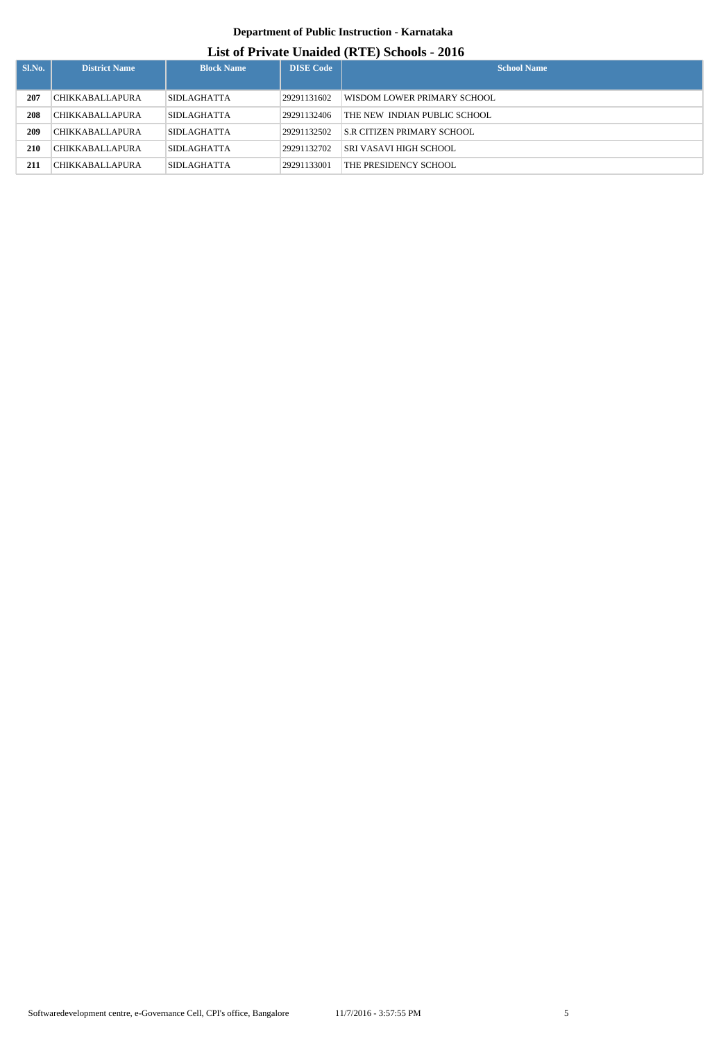**Department of Public Instruction - Karnataka**

## List of Private Unaided (RTE) Schools - 2016

| Sl.No. | District Name | Block Name | DISE Code | School Name |
|---|---|---|---|---|
| 207 | CHIKKABALLAPURA | SIDLAGHATTA | 29291131602 | WISDOM LOWER PRIMARY SCHOOL |
| 208 | CHIKKABALLAPURA | SIDLAGHATTA | 29291132406 | THE NEW INDIAN PUBLIC SCHOOL |
| 209 | CHIKKABALLAPURA | SIDLAGHATTA | 29291132502 | S.R CITIZEN PRIMARY SCHOOL |
| 210 | CHIKKABALLAPURA | SIDLAGHATTA | 29291132702 | SRI VASAVI HIGH SCHOOL |
| 211 | CHIKKABALLAPURA | SIDLAGHATTA | 29291133001 | THE PRESIDENCY SCHOOL |